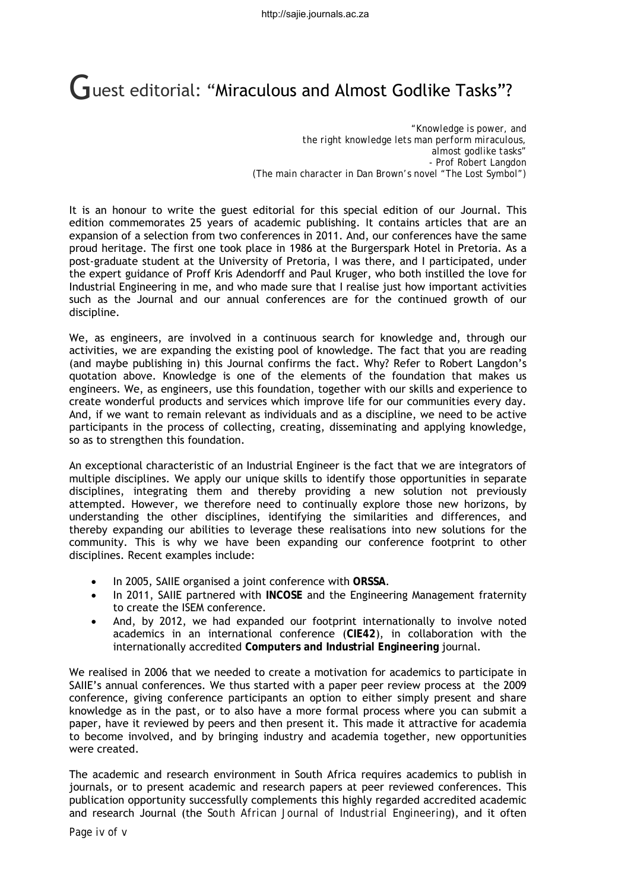# Guest editorial: "Miraculous and Almost Godlike Tasks"?

*"Knowledge is power, and the right knowledge lets man perform miraculous, almost godlike tasks"*
*- Prof Robert Langdon*
*(The main character in Dan Brown's novel "The Lost Symbol")*

It is an honour to write the guest editorial for this special edition of our Journal. This edition commemorates 25 years of academic publishing. It contains articles that are an expansion of a selection from two conferences in 2011. And, our conferences have the same proud heritage. The first one took place in 1986 at the Burgerspark Hotel in Pretoria. As a post-graduate student at the University of Pretoria, I was there, and I participated, under the expert guidance of Proff Kris Adendorff and Paul Kruger, who both instilled the love for Industrial Engineering in me, and who made sure that I realise just how important activities such as the Journal and our annual conferences are for the continued growth of our discipline.

We, as engineers, are involved in a continuous search for knowledge and, through our activities, we are expanding the existing pool of knowledge. The fact that you are reading (and maybe publishing in) this Journal confirms the fact. Why? Refer to Robert Langdon's quotation above. Knowledge is one of the elements of the foundation that makes us engineers. We, as engineers, use this foundation, together with our skills and experience to create wonderful products and services which improve life for our communities every day. And, if we want to remain relevant as individuals and as a discipline, we need to be active participants in the process of collecting, creating, disseminating and applying knowledge, so as to strengthen this foundation.

An exceptional characteristic of an Industrial Engineer is the fact that we are integrators of multiple disciplines. We apply our unique skills to identify those opportunities in separate disciplines, integrating them and thereby providing a new solution not previously attempted. However, we therefore need to continually explore those new horizons, by understanding the other disciplines, identifying the similarities and differences, and thereby expanding our abilities to leverage these realisations into new solutions for the community. This is why we have been expanding our conference footprint to other disciplines. Recent examples include:

- In 2005, SAIIE organised a joint conference with **ORSSA**.
- In 2011, SAIIE partnered with **INCOSE** and the Engineering Management fraternity to create the ISEM conference.
- And, by 2012, we had expanded our footprint internationally to involve noted academics in an international conference (**CIE42**), in collaboration with the internationally accredited **Computers and Industrial Engineering** journal.

We realised in 2006 that we needed to create a motivation for academics to participate in SAIIE's annual conferences. We thus started with a paper peer review process at the 2009 conference, giving conference participants an option to either simply present and share knowledge as in the past, or to also have a more formal process where you can submit a paper, have it reviewed by peers and then present it. This made it attractive for academia to become involved, and by bringing industry and academia together, new opportunities were created.

The academic and research environment in South Africa requires academics to publish in journals, or to present academic and research papers at peer reviewed conferences. This publication opportunity successfully complements this highly regarded accredited academic and research Journal (the *South African Journal of Industrial Engineering*), and it often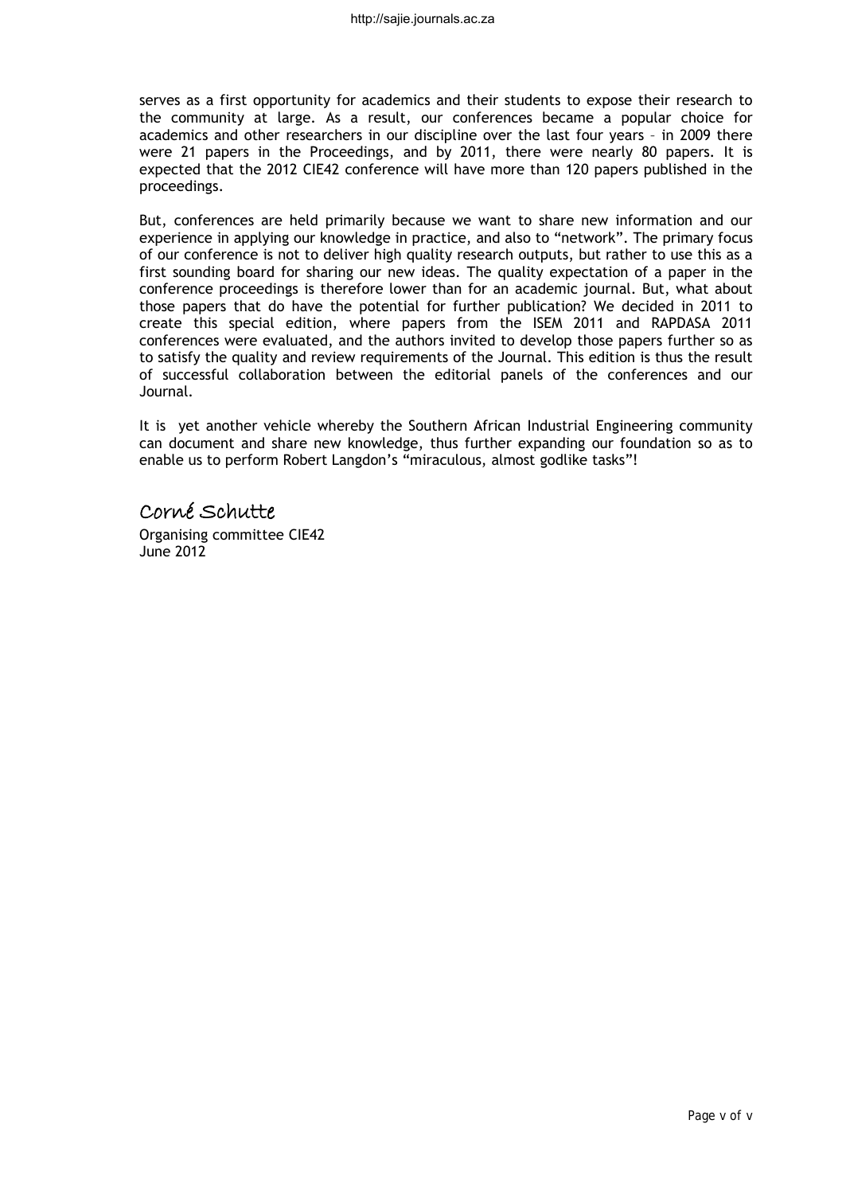serves as a first opportunity for academics and their students to expose their research to the community at large. As a result, our conferences became a popular choice for academics and other researchers in our discipline over the last four years – in 2009 there were 21 papers in the Proceedings, and by 2011, there were nearly 80 papers. It is expected that the 2012 CIE42 conference will have more than 120 papers published in the proceedings.

But, conferences are held primarily because we want to share new information and our experience in applying our knowledge in practice, and also to "network". The primary focus of our conference is not to deliver high quality research outputs, but rather to use this as a first sounding board for sharing our new ideas. The quality expectation of a paper in the conference proceedings is therefore lower than for an academic journal. But, what about those papers that do have the potential for further publication? We decided in 2011 to create this special edition, where papers from the ISEM 2011 and RAPDASA 2011 conferences were evaluated, and the authors invited to develop those papers further so as to satisfy the quality and review requirements of the Journal. This edition is thus the result of successful collaboration between the editorial panels of the conferences and our Journal.

It is yet another vehicle whereby the Southern African Industrial Engineering community can document and share new knowledge, thus further expanding our foundation so as to enable us to perform Robert Langdon's "miraculous, almost godlike tasks"!

Corné Schutte

Organising committee CIE42
June 2012